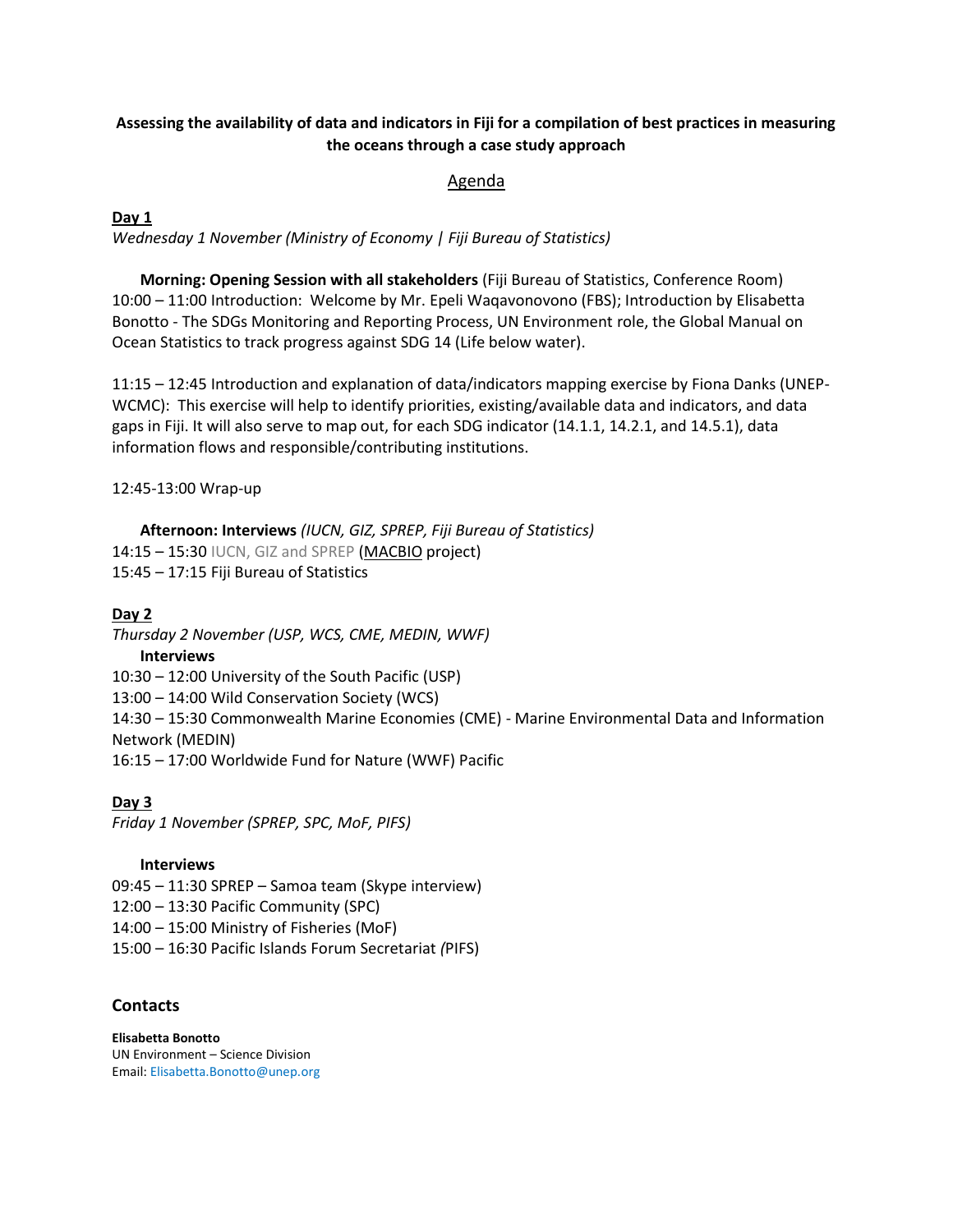**Assessing the availability of data and indicators in Fiji for a compilation of best practices in measuring the oceans through a case study approach**

Agenda

**Day 1**

*Wednesday 1 November (Ministry of Economy | Fiji Bureau of Statistics)*

**Morning: Opening Session with all stakeholders** (Fiji Bureau of Statistics, Conference Room)

10:00 – 11:00 Introduction: Welcome by Mr. Epeli Waqavonovono (FBS); Introduction by Elisabetta Bonotto - The SDGs Monitoring and Reporting Process, UN Environment role, the Global Manual on Ocean Statistics to track progress against SDG 14 (Life below water).

11:15 – 12:45 Introduction and explanation of data/indicators mapping exercise by Fiona Danks (UNEP-WCMC): This exercise will help to identify priorities, existing/available data and indicators, and data gaps in Fiji. It will also serve to map out, for each SDG indicator (14.1.1, 14.2.1, and 14.5.1), data information flows and responsible/contributing institutions.

12:45-13:00 Wrap-up

**Afternoon: Interviews** *(IUCN, GIZ, SPREP, Fiji Bureau of Statistics)*

14:15 – 15:30 IUCN, GIZ and SPREP (MACBIO project)

15:45 – 17:15 Fiji Bureau of Statistics

**Day 2**

*Thursday 2 November (USP, WCS, CME, MEDIN, WWF)*

**Interviews**

10:30 – 12:00 University of the South Pacific (USP)

13:00 – 14:00 Wild Conservation Society (WCS)

14:30 – 15:30 Commonwealth Marine Economies (CME) - Marine Environmental Data and Information Network (MEDIN)

16:15 – 17:00 Worldwide Fund for Nature (WWF) Pacific

**Day 3**

*Friday 1 November (SPREP, SPC, MoF, PIFS)*

**Interviews**

09:45 – 11:30 SPREP – Samoa team (Skype interview)

12:00 – 13:30 Pacific Community (SPC)

14:00 – 15:00 Ministry of Fisheries (MoF)

15:00 – 16:30 Pacific Islands Forum Secretariat *(*PIFS)

## Contacts

**Elisabetta Bonotto**
UN Environment – Science Division
Email: Elisabetta.Bonotto@unep.org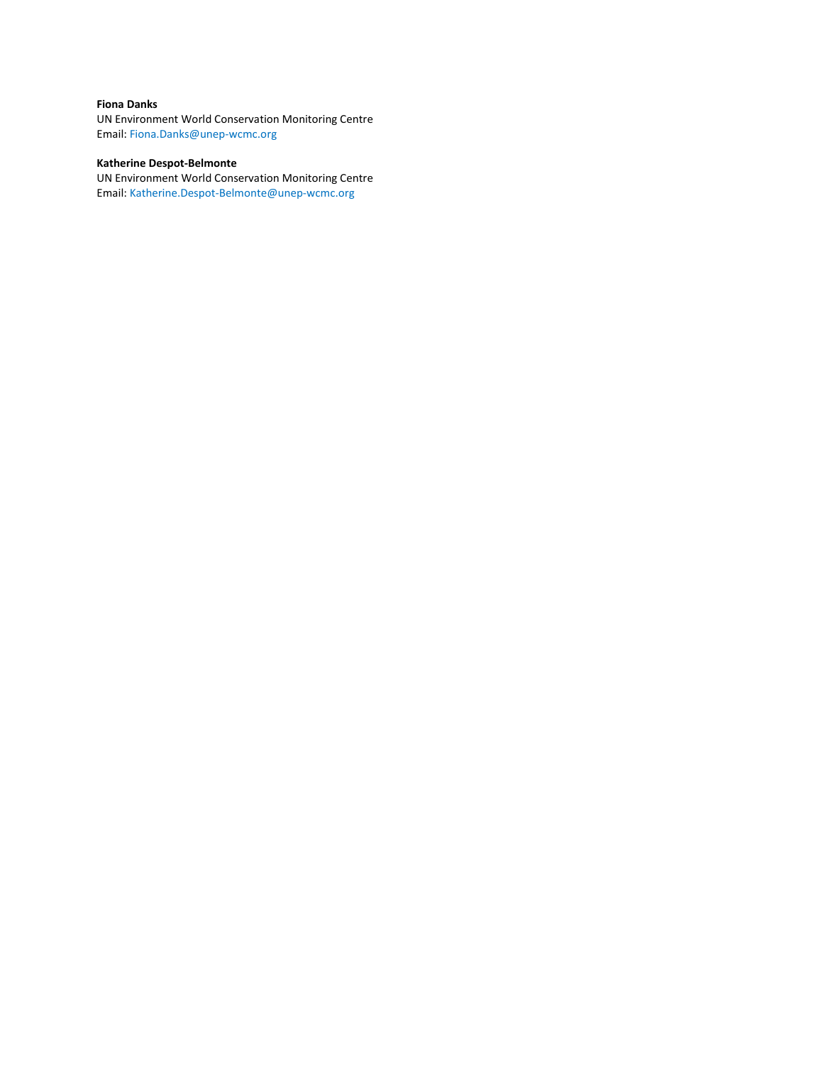**Fiona Danks**
UN Environment World Conservation Monitoring Centre
Email: Fiona.Danks@unep-wcmc.org

**Katherine Despot-Belmonte**
UN Environment World Conservation Monitoring Centre
Email: Katherine.Despot-Belmonte@unep-wcmc.org